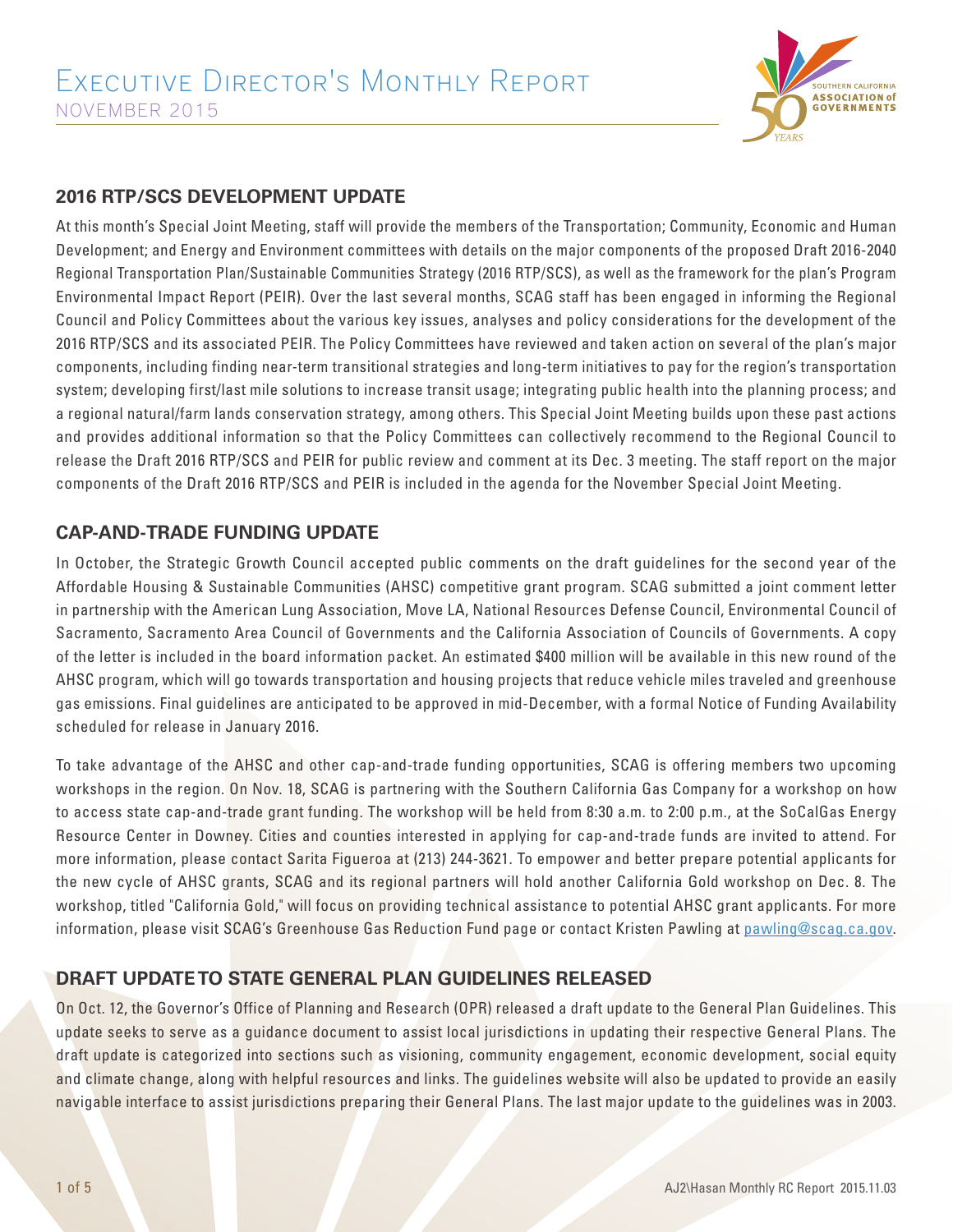# Executive Director's Monthly Report

NOVEMBER 2015

## 2016 RTP/SCS DEVELOPMENT UPDATE

At this month's Special Joint Meeting, staff will provide the members of the Transportation; Community, Economic and Human Development; and Energy and Environment committees with details on the major components of the proposed Draft 2016-2040 Regional Transportation Plan/Sustainable Communities Strategy (2016 RTP/SCS), as well as the framework for the plan's Program Environmental Impact Report (PEIR). Over the last several months, SCAG staff has been engaged in informing the Regional Council and Policy Committees about the various key issues, analyses and policy considerations for the development of the 2016 RTP/SCS and its associated PEIR. The Policy Committees have reviewed and taken action on several of the plan's major components, including finding near-term transitional strategies and long-term initiatives to pay for the region's transportation system; developing first/last mile solutions to increase transit usage; integrating public health into the planning process; and a regional natural/farm lands conservation strategy, among others. This Special Joint Meeting builds upon these past actions and provides additional information so that the Policy Committees can collectively recommend to the Regional Council to release the Draft 2016 RTP/SCS and PEIR for public review and comment at its Dec. 3 meeting. The staff report on the major components of the Draft 2016 RTP/SCS and PEIR is included in the agenda for the November Special Joint Meeting.

## CAP-AND-TRADE FUNDING UPDATE

In October, the Strategic Growth Council accepted public comments on the draft guidelines for the second year of the Affordable Housing & Sustainable Communities (AHSC) competitive grant program. SCAG submitted a joint comment letter in partnership with the American Lung Association, Move LA, National Resources Defense Council, Environmental Council of Sacramento, Sacramento Area Council of Governments and the California Association of Councils of Governments. A copy of the letter is included in the board information packet. An estimated $400 million will be available in this new round of the AHSC program, which will go towards transportation and housing projects that reduce vehicle miles traveled and greenhouse gas emissions. Final guidelines are anticipated to be approved in mid-December, with a formal Notice of Funding Availability scheduled for release in January 2016.

To take advantage of the AHSC and other cap-and-trade funding opportunities, SCAG is offering members two upcoming workshops in the region. On Nov. 18, SCAG is partnering with the Southern California Gas Company for a workshop on how to access state cap-and-trade grant funding. The workshop will be held from 8:30 a.m. to 2:00 p.m., at the SoCalGas Energy Resource Center in Downey. Cities and counties interested in applying for cap-and-trade funds are invited to attend. For more information, please contact Sarita Figueroa at (213) 244-3621. To empower and better prepare potential applicants for the new cycle of AHSC grants, SCAG and its regional partners will hold another California Gold workshop on Dec. 8. The workshop, titled "California Gold," will focus on providing technical assistance to potential AHSC grant applicants. For more information, please visit SCAG's Greenhouse Gas Reduction Fund page or contact Kristen Pawling at pawling@scag.ca.gov.

## DRAFT UPDATE TO STATE GENERAL PLAN GUIDELINES RELEASED

On Oct. 12, the Governor's Office of Planning and Research (OPR) released a draft update to the General Plan Guidelines. This update seeks to serve as a guidance document to assist local jurisdictions in updating their respective General Plans. The draft update is categorized into sections such as visioning, community engagement, economic development, social equity and climate change, along with helpful resources and links. The guidelines website will also be updated to provide an easily navigable interface to assist jurisdictions preparing their General Plans. The last major update to the guidelines was in 2003.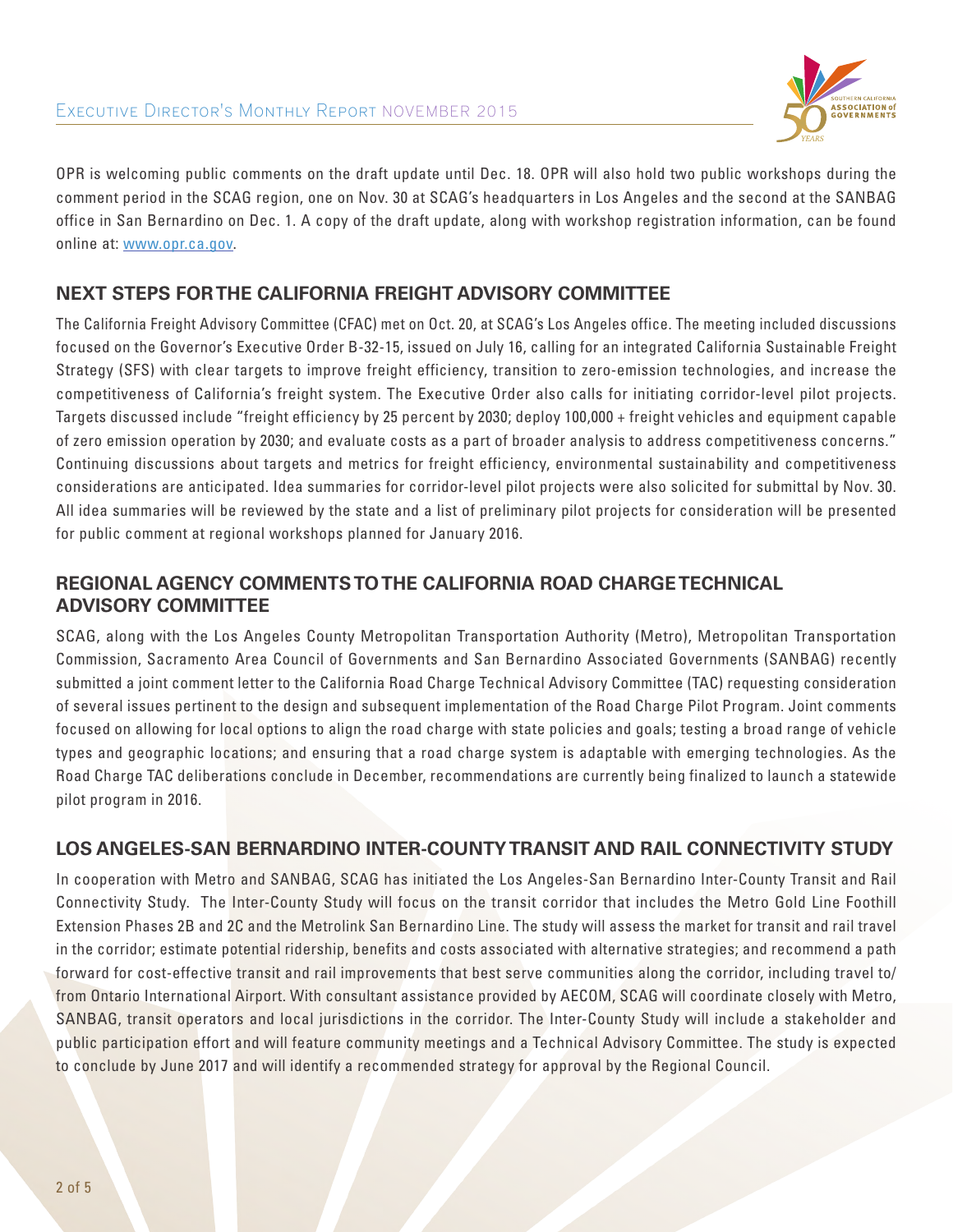OPR is welcoming public comments on the draft update until Dec. 18. OPR will also hold two public workshops during the comment period in the SCAG region, one on Nov. 30 at SCAG's headquarters in Los Angeles and the second at the SANBAG office in San Bernardino on Dec. 1. A copy of the draft update, along with workshop registration information, can be found online at: www.opr.ca.gov.

## NEXT STEPS FOR THE CALIFORNIA FREIGHT ADVISORY COMMITTEE

The California Freight Advisory Committee (CFAC) met on Oct. 20, at SCAG's Los Angeles office. The meeting included discussions focused on the Governor's Executive Order B-32-15, issued on July 16, calling for an integrated California Sustainable Freight Strategy (SFS) with clear targets to improve freight efficiency, transition to zero-emission technologies, and increase the competitiveness of California's freight system. The Executive Order also calls for initiating corridor-level pilot projects. Targets discussed include "freight efficiency by 25 percent by 2030; deploy 100,000 + freight vehicles and equipment capable of zero emission operation by 2030; and evaluate costs as a part of broader analysis to address competitiveness concerns." Continuing discussions about targets and metrics for freight efficiency, environmental sustainability and competitiveness considerations are anticipated. Idea summaries for corridor-level pilot projects were also solicited for submittal by Nov. 30. All idea summaries will be reviewed by the state and a list of preliminary pilot projects for consideration will be presented for public comment at regional workshops planned for January 2016.

## REGIONAL AGENCY COMMENTS TO THE CALIFORNIA ROAD CHARGE TECHNICAL ADVISORY COMMITTEE

SCAG, along with the Los Angeles County Metropolitan Transportation Authority (Metro), Metropolitan Transportation Commission, Sacramento Area Council of Governments and San Bernardino Associated Governments (SANBAG) recently submitted a joint comment letter to the California Road Charge Technical Advisory Committee (TAC) requesting consideration of several issues pertinent to the design and subsequent implementation of the Road Charge Pilot Program. Joint comments focused on allowing for local options to align the road charge with state policies and goals; testing a broad range of vehicle types and geographic locations; and ensuring that a road charge system is adaptable with emerging technologies. As the Road Charge TAC deliberations conclude in December, recommendations are currently being finalized to launch a statewide pilot program in 2016.

## LOS ANGELES-SAN BERNARDINO INTER-COUNTY TRANSIT AND RAIL CONNECTIVITY STUDY

In cooperation with Metro and SANBAG, SCAG has initiated the Los Angeles-San Bernardino Inter-County Transit and Rail Connectivity Study. The Inter-County Study will focus on the transit corridor that includes the Metro Gold Line Foothill Extension Phases 2B and 2C and the Metrolink San Bernardino Line. The study will assess the market for transit and rail travel in the corridor; estimate potential ridership, benefits and costs associated with alternative strategies; and recommend a path forward for cost-effective transit and rail improvements that best serve communities along the corridor, including travel to/from Ontario International Airport. With consultant assistance provided by AECOM, SCAG will coordinate closely with Metro, SANBAG, transit operators and local jurisdictions in the corridor. The Inter-County Study will include a stakeholder and public participation effort and will feature community meetings and a Technical Advisory Committee. The study is expected to conclude by June 2017 and will identify a recommended strategy for approval by the Regional Council.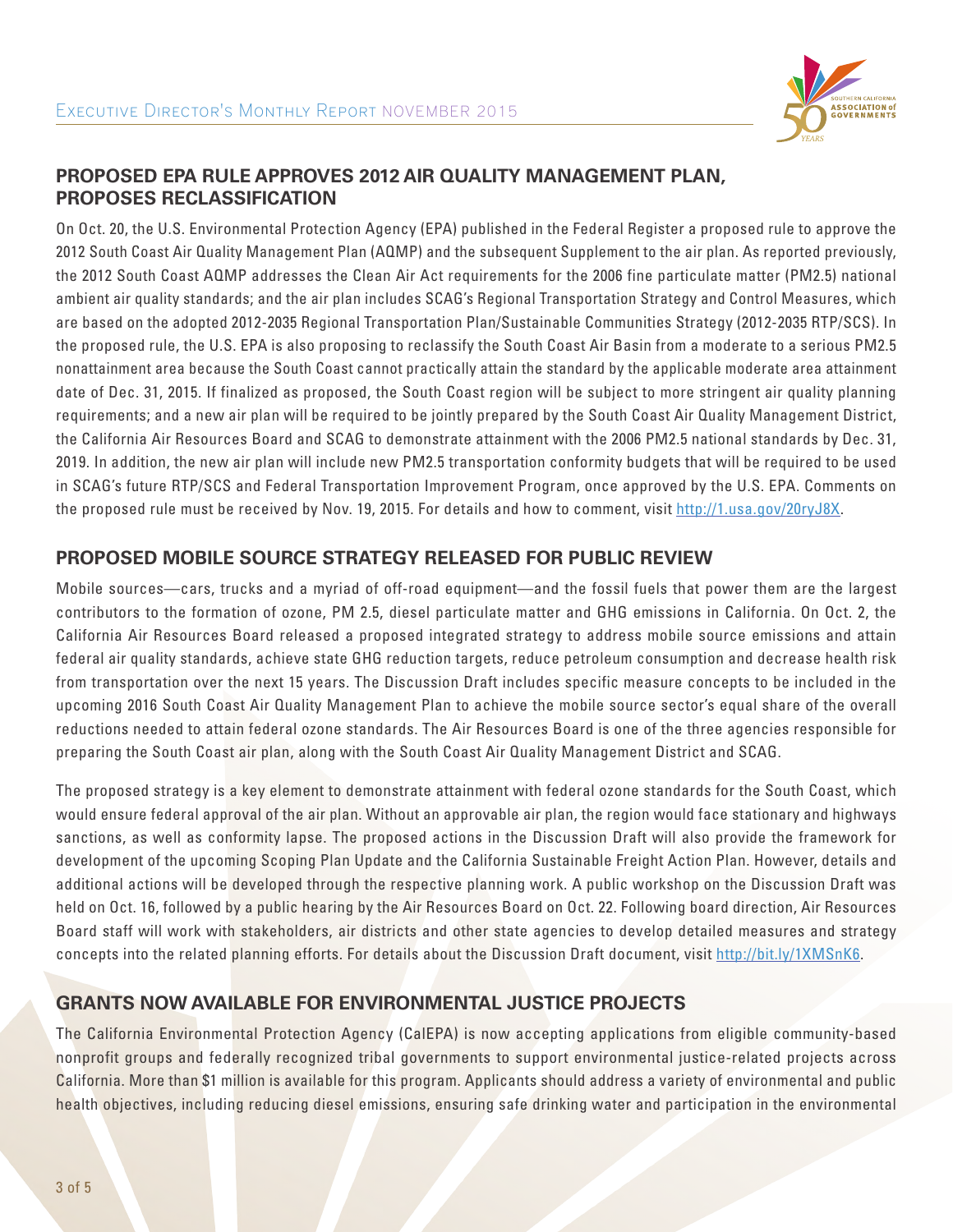## PROPOSED EPA RULE APPROVES 2012 AIR QUALITY MANAGEMENT PLAN, PROPOSES RECLASSIFICATION

On Oct. 20, the U.S. Environmental Protection Agency (EPA) published in the Federal Register a proposed rule to approve the 2012 South Coast Air Quality Management Plan (AQMP) and the subsequent Supplement to the air plan. As reported previously, the 2012 South Coast AQMP addresses the Clean Air Act requirements for the 2006 fine particulate matter (PM2.5) national ambient air quality standards; and the air plan includes SCAG's Regional Transportation Strategy and Control Measures, which are based on the adopted 2012-2035 Regional Transportation Plan/Sustainable Communities Strategy (2012-2035 RTP/SCS). In the proposed rule, the U.S. EPA is also proposing to reclassify the South Coast Air Basin from a moderate to a serious PM2.5 nonattainment area because the South Coast cannot practically attain the standard by the applicable moderate area attainment date of Dec. 31, 2015. If finalized as proposed, the South Coast region will be subject to more stringent air quality planning requirements; and a new air plan will be required to be jointly prepared by the South Coast Air Quality Management District, the California Air Resources Board and SCAG to demonstrate attainment with the 2006 PM2.5 national standards by Dec. 31, 2019. In addition, the new air plan will include new PM2.5 transportation conformity budgets that will be required to be used in SCAG's future RTP/SCS and Federal Transportation Improvement Program, once approved by the U.S. EPA. Comments on the proposed rule must be received by Nov. 19, 2015. For details and how to comment, visit http://1.usa.gov/20ryJ8X.

## PROPOSED MOBILE SOURCE STRATEGY RELEASED FOR PUBLIC REVIEW

Mobile sources—cars, trucks and a myriad of off-road equipment—and the fossil fuels that power them are the largest contributors to the formation of ozone, PM 2.5, diesel particulate matter and GHG emissions in California. On Oct. 2, the California Air Resources Board released a proposed integrated strategy to address mobile source emissions and attain federal air quality standards, achieve state GHG reduction targets, reduce petroleum consumption and decrease health risk from transportation over the next 15 years. The Discussion Draft includes specific measure concepts to be included in the upcoming 2016 South Coast Air Quality Management Plan to achieve the mobile source sector's equal share of the overall reductions needed to attain federal ozone standards. The Air Resources Board is one of the three agencies responsible for preparing the South Coast air plan, along with the South Coast Air Quality Management District and SCAG.

The proposed strategy is a key element to demonstrate attainment with federal ozone standards for the South Coast, which would ensure federal approval of the air plan. Without an approvable air plan, the region would face stationary and highways sanctions, as well as conformity lapse. The proposed actions in the Discussion Draft will also provide the framework for development of the upcoming Scoping Plan Update and the California Sustainable Freight Action Plan. However, details and additional actions will be developed through the respective planning work. A public workshop on the Discussion Draft was held on Oct. 16, followed by a public hearing by the Air Resources Board on Oct. 22. Following board direction, Air Resources Board staff will work with stakeholders, air districts and other state agencies to develop detailed measures and strategy concepts into the related planning efforts. For details about the Discussion Draft document, visit http://bit.ly/1XMSnK6.

## GRANTS NOW AVAILABLE FOR ENVIRONMENTAL JUSTICE PROJECTS

The California Environmental Protection Agency (CalEPA) is now accepting applications from eligible community-based nonprofit groups and federally recognized tribal governments to support environmental justice-related projects across California. More than $1 million is available for this program. Applicants should address a variety of environmental and public health objectives, including reducing diesel emissions, ensuring safe drinking water and participation in the environmental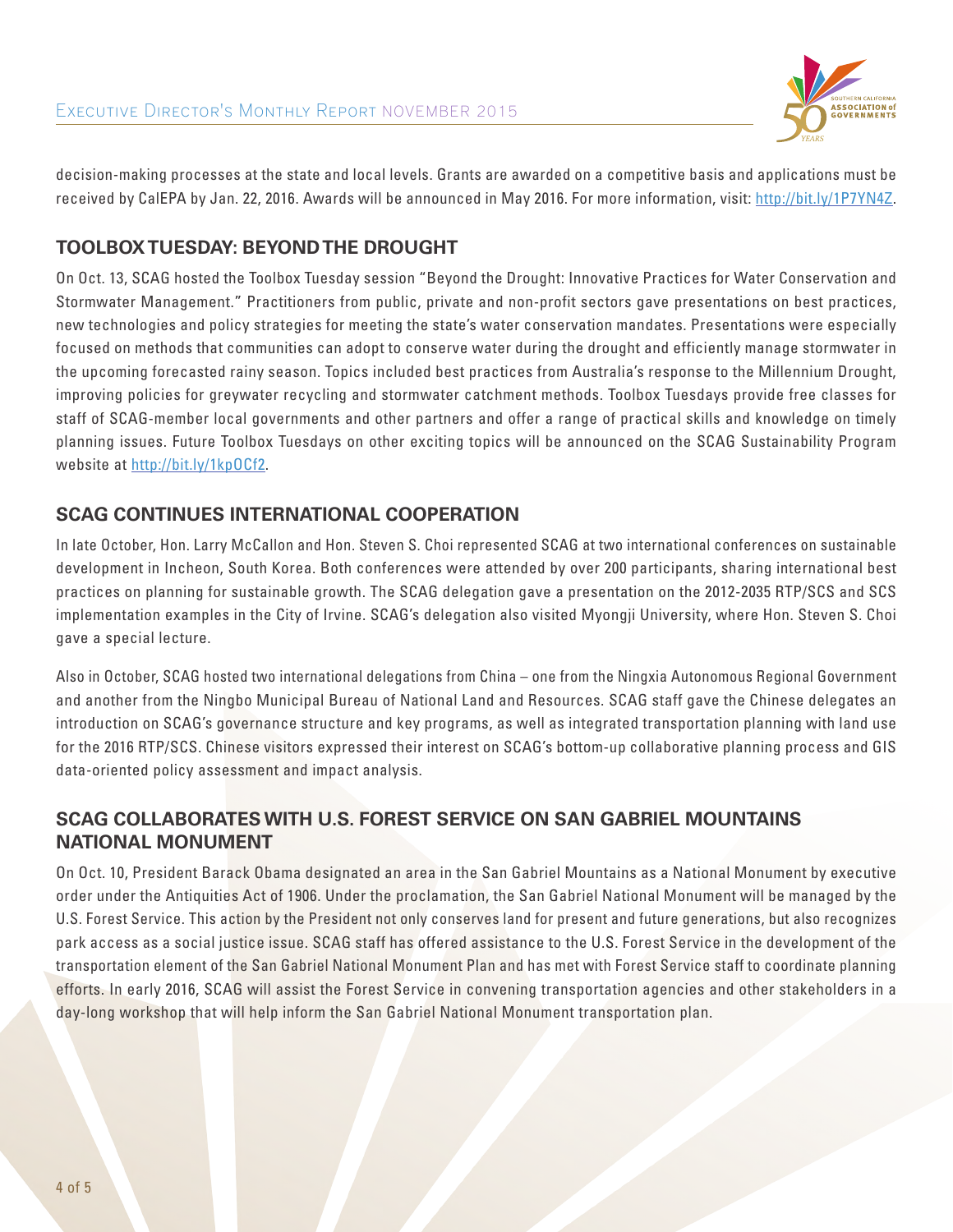decision-making processes at the state and local levels. Grants are awarded on a competitive basis and applications must be received by CalEPA by Jan. 22, 2016. Awards will be announced in May 2016. For more information, visit: http://bit.ly/1P7YN4Z.

## TOOLBOX TUESDAY: BEYOND THE DROUGHT

On Oct. 13, SCAG hosted the Toolbox Tuesday session "Beyond the Drought: Innovative Practices for Water Conservation and Stormwater Management." Practitioners from public, private and non-profit sectors gave presentations on best practices, new technologies and policy strategies for meeting the state's water conservation mandates. Presentations were especially focused on methods that communities can adopt to conserve water during the drought and efficiently manage stormwater in the upcoming forecasted rainy season. Topics included best practices from Australia's response to the Millennium Drought, improving policies for greywater recycling and stormwater catchment methods. Toolbox Tuesdays provide free classes for staff of SCAG-member local governments and other partners and offer a range of practical skills and knowledge on timely planning issues. Future Toolbox Tuesdays on other exciting topics will be announced on the SCAG Sustainability Program website at http://bit.ly/1kpOCf2.

## SCAG CONTINUES INTERNATIONAL COOPERATION

In late October, Hon. Larry McCallon and Hon. Steven S. Choi represented SCAG at two international conferences on sustainable development in Incheon, South Korea. Both conferences were attended by over 200 participants, sharing international best practices on planning for sustainable growth. The SCAG delegation gave a presentation on the 2012-2035 RTP/SCS and SCS implementation examples in the City of Irvine. SCAG's delegation also visited Myongji University, where Hon. Steven S. Choi gave a special lecture.

Also in October, SCAG hosted two international delegations from China – one from the Ningxia Autonomous Regional Government and another from the Ningbo Municipal Bureau of National Land and Resources. SCAG staff gave the Chinese delegates an introduction on SCAG's governance structure and key programs, as well as integrated transportation planning with land use for the 2016 RTP/SCS. Chinese visitors expressed their interest on SCAG's bottom-up collaborative planning process and GIS data-oriented policy assessment and impact analysis.

## SCAG COLLABORATES WITH U.S. FOREST SERVICE ON SAN GABRIEL MOUNTAINS NATIONAL MONUMENT

On Oct. 10, President Barack Obama designated an area in the San Gabriel Mountains as a National Monument by executive order under the Antiquities Act of 1906. Under the proclamation, the San Gabriel National Monument will be managed by the U.S. Forest Service. This action by the President not only conserves land for present and future generations, but also recognizes park access as a social justice issue. SCAG staff has offered assistance to the U.S. Forest Service in the development of the transportation element of the San Gabriel National Monument Plan and has met with Forest Service staff to coordinate planning efforts. In early 2016, SCAG will assist the Forest Service in convening transportation agencies and other stakeholders in a day-long workshop that will help inform the San Gabriel National Monument transportation plan.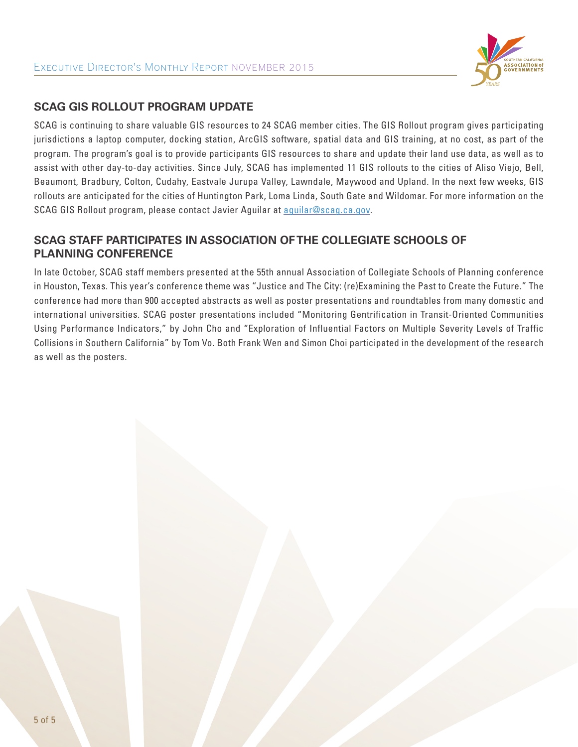## SCAG GIS ROLLOUT PROGRAM UPDATE

SCAG is continuing to share valuable GIS resources to 24 SCAG member cities. The GIS Rollout program gives participating jurisdictions a laptop computer, docking station, ArcGIS software, spatial data and GIS training, at no cost, as part of the program. The program's goal is to provide participants GIS resources to share and update their land use data, as well as to assist with other day-to-day activities. Since July, SCAG has implemented 11 GIS rollouts to the cities of Aliso Viejo, Bell, Beaumont, Bradbury, Colton, Cudahy, Eastvale Jurupa Valley, Lawndale, Maywood and Upland. In the next few weeks, GIS rollouts are anticipated for the cities of Huntington Park, Loma Linda, South Gate and Wildomar. For more information on the SCAG GIS Rollout program, please contact Javier Aguilar at aguilar@scag.ca.gov.

## SCAG STAFF PARTICIPATES IN ASSOCIATION OF THE COLLEGIATE SCHOOLS OF PLANNING CONFERENCE

In late October, SCAG staff members presented at the 55th annual Association of Collegiate Schools of Planning conference in Houston, Texas. This year's conference theme was "Justice and The City: (re)Examining the Past to Create the Future." The conference had more than 900 accepted abstracts as well as poster presentations and roundtables from many domestic and international universities. SCAG poster presentations included "Monitoring Gentrification in Transit-Oriented Communities Using Performance Indicators," by John Cho and "Exploration of Influential Factors on Multiple Severity Levels of Traffic Collisions in Southern California" by Tom Vo. Both Frank Wen and Simon Choi participated in the development of the research as well as the posters.